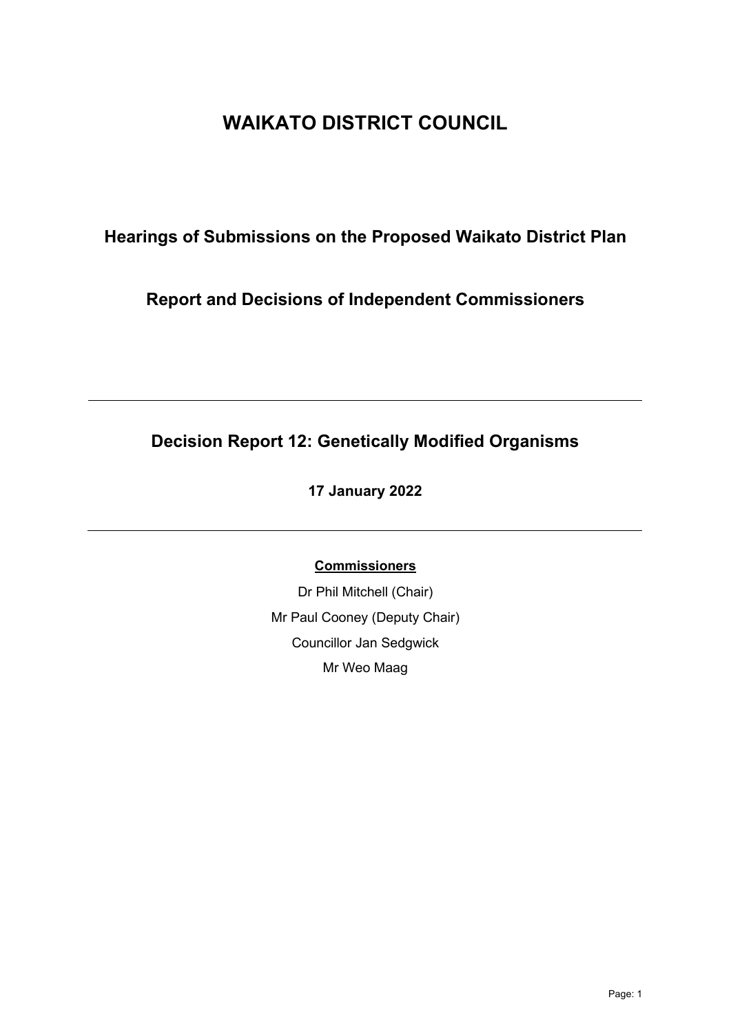# WAIKATO DISTRICT COUNCIL

## Hearings of Submissions on the Proposed Waikato District Plan

## Report and Decisions of Independent Commissioners

---

## Decision Report 12: Genetically Modified Organisms

**17 January 2022**

---

**Commissioners**

Dr Phil Mitchell (Chair)

Mr Paul Cooney (Deputy Chair)

Councillor Jan Sedgwick

Mr Weo Maag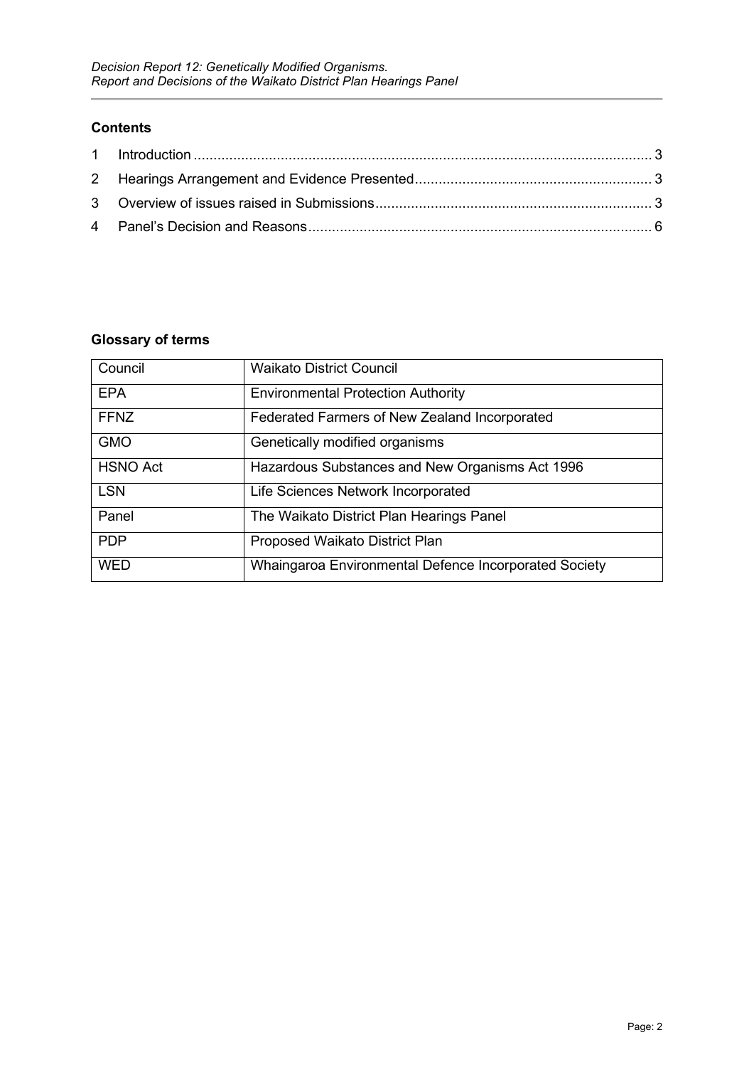## Contents

1 Introduction .................................................................................................................. 3

2 Hearings Arrangement and Evidence Presented ........................................................... 3

3 Overview of issues raised in Submissions ..................................................................... 3

4 Panel's Decision and Reasons ...................................................................................... 6

## Glossary of terms

| | |
|---|---|
| Council | Waikato District Council |
| EPA | Environmental Protection Authority |
| FFNZ | Federated Farmers of New Zealand Incorporated |
| GMO | Genetically modified organisms |
| HSNO Act | Hazardous Substances and New Organisms Act 1996 |
| LSN | Life Sciences Network Incorporated |
| Panel | The Waikato District Plan Hearings Panel |
| PDP | Proposed Waikato District Plan |
| WED | Whaingaroa Environmental Defence Incorporated Society |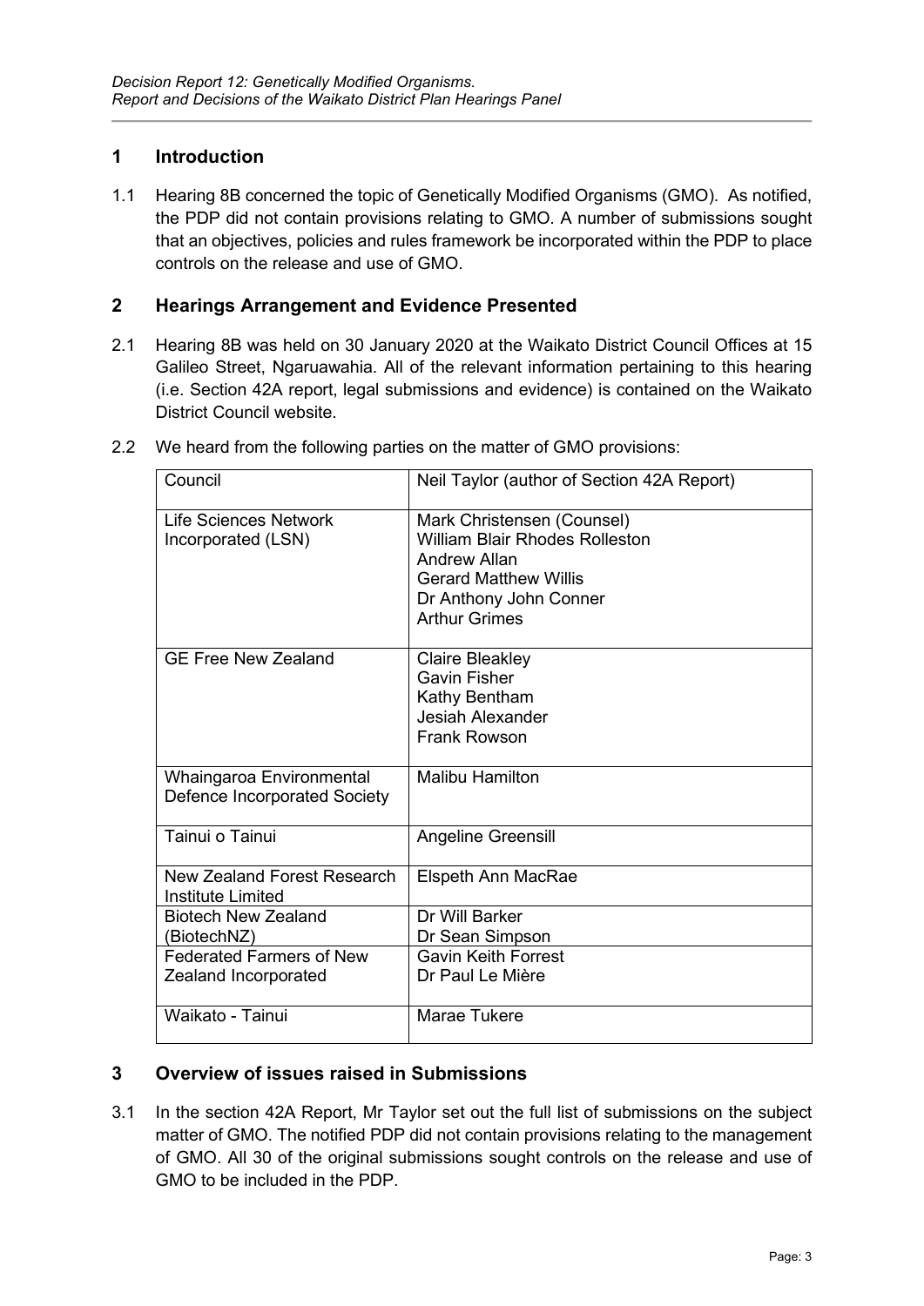## 1 Introduction

1.1 Hearing 8B concerned the topic of Genetically Modified Organisms (GMO). As notified, the PDP did not contain provisions relating to GMO. A number of submissions sought that an objectives, policies and rules framework be incorporated within the PDP to place controls on the release and use of GMO.

## 2 Hearings Arrangement and Evidence Presented

2.1 Hearing 8B was held on 30 January 2020 at the Waikato District Council Offices at 15 Galileo Street, Ngaruawahia. All of the relevant information pertaining to this hearing (i.e. Section 42A report, legal submissions and evidence) is contained on the Waikato District Council website.

2.2 We heard from the following parties on the matter of GMO provisions:

| | |
|---|---|
| Council | Neil Taylor (author of Section 42A Report) |
| Life Sciences Network Incorporated (LSN) | Mark Christensen (Counsel)<br>William Blair Rhodes Rolleston<br>Andrew Allan<br>Gerard Matthew Willis<br>Dr Anthony John Conner<br>Arthur Grimes |
| GE Free New Zealand | Claire Bleakley<br>Gavin Fisher<br>Kathy Bentham<br>Jesiah Alexander<br>Frank Rowson |
| Whaingaroa Environmental Defence Incorporated Society | Malibu Hamilton |
| Tainui o Tainui | Angeline Greensill |
| New Zealand Forest Research Institute Limited | Elspeth Ann MacRae |
| Biotech New Zealand (BiotechNZ) | Dr Will Barker<br>Dr Sean Simpson |
| Federated Farmers of New Zealand Incorporated | Gavin Keith Forrest<br>Dr Paul Le Mière |
| Waikato - Tainui | Marae Tukere |

## 3 Overview of issues raised in Submissions

3.1 In the section 42A Report, Mr Taylor set out the full list of submissions on the subject matter of GMO. The notified PDP did not contain provisions relating to the management of GMO. All 30 of the original submissions sought controls on the release and use of GMO to be included in the PDP.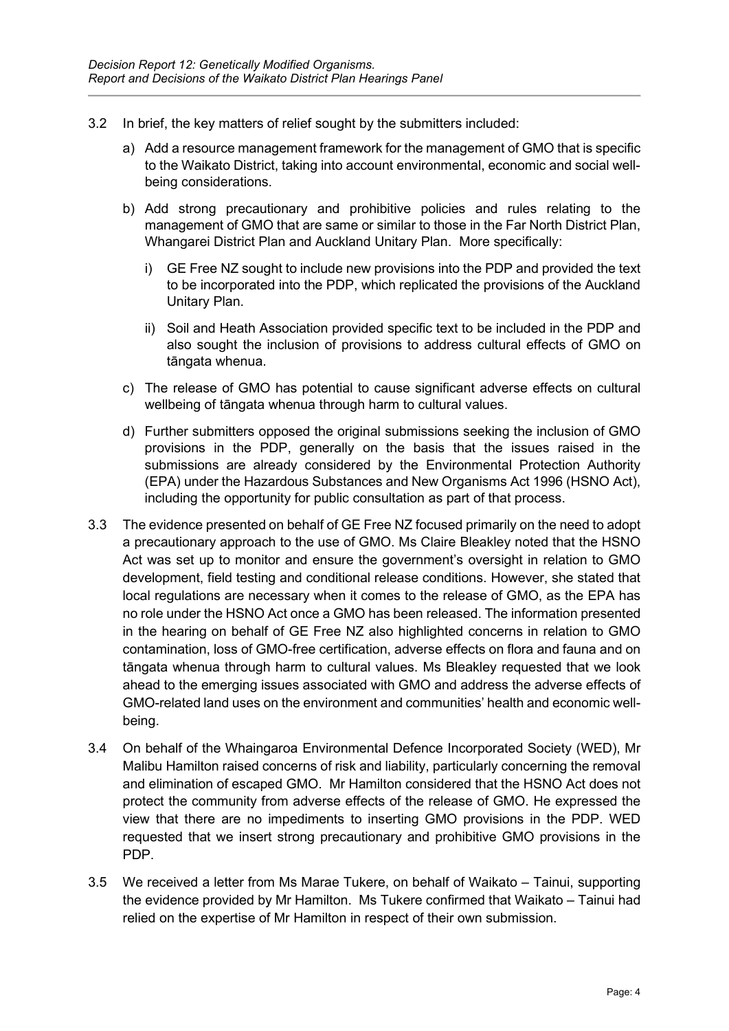3.2 In brief, the key matters of relief sought by the submitters included:

a) Add a resource management framework for the management of GMO that is specific to the Waikato District, taking into account environmental, economic and social well-being considerations.

b) Add strong precautionary and prohibitive policies and rules relating to the management of GMO that are same or similar to those in the Far North District Plan, Whangarei District Plan and Auckland Unitary Plan. More specifically:

   i) GE Free NZ sought to include new provisions into the PDP and provided the text to be incorporated into the PDP, which replicated the provisions of the Auckland Unitary Plan.

   ii) Soil and Heath Association provided specific text to be included in the PDP and also sought the inclusion of provisions to address cultural effects of GMO on tāngata whenua.

c) The release of GMO has potential to cause significant adverse effects on cultural wellbeing of tāngata whenua through harm to cultural values.

d) Further submitters opposed the original submissions seeking the inclusion of GMO provisions in the PDP, generally on the basis that the issues raised in the submissions are already considered by the Environmental Protection Authority (EPA) under the Hazardous Substances and New Organisms Act 1996 (HSNO Act), including the opportunity for public consultation as part of that process.

3.3 The evidence presented on behalf of GE Free NZ focused primarily on the need to adopt a precautionary approach to the use of GMO. Ms Claire Bleakley noted that the HSNO Act was set up to monitor and ensure the government's oversight in relation to GMO development, field testing and conditional release conditions. However, she stated that local regulations are necessary when it comes to the release of GMO, as the EPA has no role under the HSNO Act once a GMO has been released. The information presented in the hearing on behalf of GE Free NZ also highlighted concerns in relation to GMO contamination, loss of GMO-free certification, adverse effects on flora and fauna and on tāngata whenua through harm to cultural values. Ms Bleakley requested that we look ahead to the emerging issues associated with GMO and address the adverse effects of GMO-related land uses on the environment and communities' health and economic well-being.

3.4 On behalf of the Whaingaroa Environmental Defence Incorporated Society (WED), Mr Malibu Hamilton raised concerns of risk and liability, particularly concerning the removal and elimination of escaped GMO. Mr Hamilton considered that the HSNO Act does not protect the community from adverse effects of the release of GMO. He expressed the view that there are no impediments to inserting GMO provisions in the PDP. WED requested that we insert strong precautionary and prohibitive GMO provisions in the PDP.

3.5 We received a letter from Ms Marae Tukere, on behalf of Waikato – Tainui, supporting the evidence provided by Mr Hamilton. Ms Tukere confirmed that Waikato – Tainui had relied on the expertise of Mr Hamilton in respect of their own submission.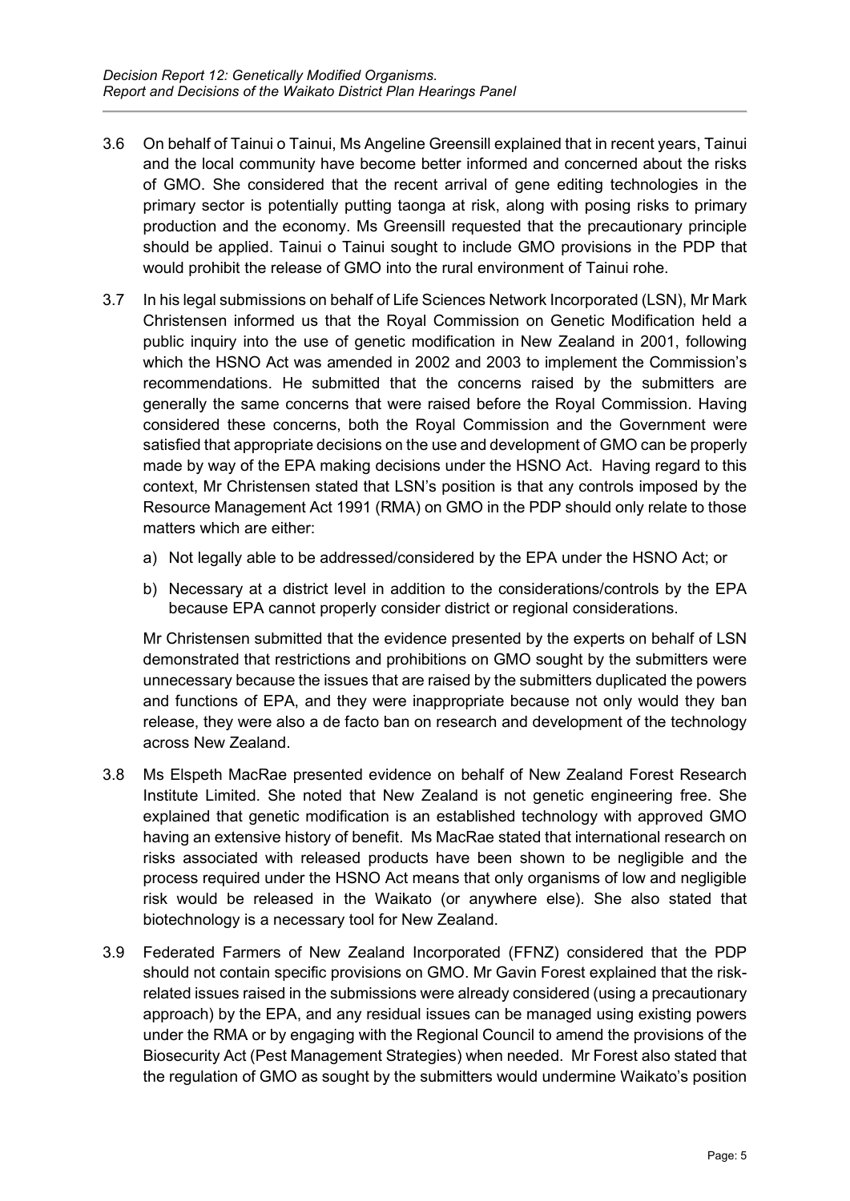3.6 On behalf of Tainui o Tainui, Ms Angeline Greensill explained that in recent years, Tainui and the local community have become better informed and concerned about the risks of GMO. She considered that the recent arrival of gene editing technologies in the primary sector is potentially putting taonga at risk, along with posing risks to primary production and the economy. Ms Greensill requested that the precautionary principle should be applied. Tainui o Tainui sought to include GMO provisions in the PDP that would prohibit the release of GMO into the rural environment of Tainui rohe.

3.7 In his legal submissions on behalf of Life Sciences Network Incorporated (LSN), Mr Mark Christensen informed us that the Royal Commission on Genetic Modification held a public inquiry into the use of genetic modification in New Zealand in 2001, following which the HSNO Act was amended in 2002 and 2003 to implement the Commission's recommendations. He submitted that the concerns raised by the submitters are generally the same concerns that were raised before the Royal Commission. Having considered these concerns, both the Royal Commission and the Government were satisfied that appropriate decisions on the use and development of GMO can be properly made by way of the EPA making decisions under the HSNO Act. Having regard to this context, Mr Christensen stated that LSN's position is that any controls imposed by the Resource Management Act 1991 (RMA) on GMO in the PDP should only relate to those matters which are either:

a) Not legally able to be addressed/considered by the EPA under the HSNO Act; or

b) Necessary at a district level in addition to the considerations/controls by the EPA because EPA cannot properly consider district or regional considerations.

Mr Christensen submitted that the evidence presented by the experts on behalf of LSN demonstrated that restrictions and prohibitions on GMO sought by the submitters were unnecessary because the issues that are raised by the submitters duplicated the powers and functions of EPA, and they were inappropriate because not only would they ban release, they were also a de facto ban on research and development of the technology across New Zealand.

3.8 Ms Elspeth MacRae presented evidence on behalf of New Zealand Forest Research Institute Limited. She noted that New Zealand is not genetic engineering free. She explained that genetic modification is an established technology with approved GMO having an extensive history of benefit. Ms MacRae stated that international research on risks associated with released products have been shown to be negligible and the process required under the HSNO Act means that only organisms of low and negligible risk would be released in the Waikato (or anywhere else). She also stated that biotechnology is a necessary tool for New Zealand.

3.9 Federated Farmers of New Zealand Incorporated (FFNZ) considered that the PDP should not contain specific provisions on GMO. Mr Gavin Forest explained that the risk-related issues raised in the submissions were already considered (using a precautionary approach) by the EPA, and any residual issues can be managed using existing powers under the RMA or by engaging with the Regional Council to amend the provisions of the Biosecurity Act (Pest Management Strategies) when needed. Mr Forest also stated that the regulation of GMO as sought by the submitters would undermine Waikato's position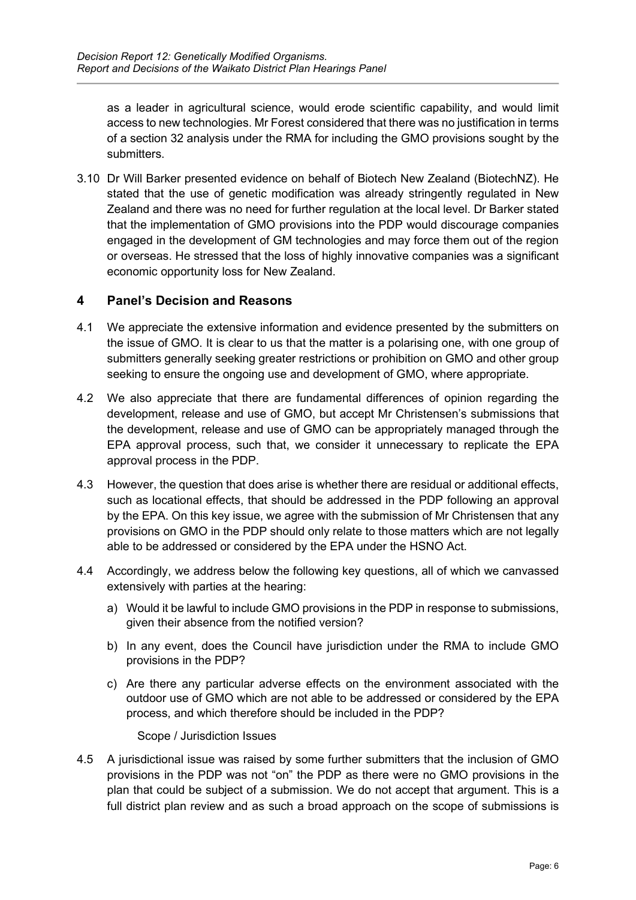as a leader in agricultural science, would erode scientific capability, and would limit access to new technologies. Mr Forest considered that there was no justification in terms of a section 32 analysis under the RMA for including the GMO provisions sought by the submitters.

3.10 Dr Will Barker presented evidence on behalf of Biotech New Zealand (BiotechNZ). He stated that the use of genetic modification was already stringently regulated in New Zealand and there was no need for further regulation at the local level. Dr Barker stated that the implementation of GMO provisions into the PDP would discourage companies engaged in the development of GM technologies and may force them out of the region or overseas. He stressed that the loss of highly innovative companies was a significant economic opportunity loss for New Zealand.

## 4 Panel's Decision and Reasons

4.1 We appreciate the extensive information and evidence presented by the submitters on the issue of GMO. It is clear to us that the matter is a polarising one, with one group of submitters generally seeking greater restrictions or prohibition on GMO and other group seeking to ensure the ongoing use and development of GMO, where appropriate.

4.2 We also appreciate that there are fundamental differences of opinion regarding the development, release and use of GMO, but accept Mr Christensen's submissions that the development, release and use of GMO can be appropriately managed through the EPA approval process, such that, we consider it unnecessary to replicate the EPA approval process in the PDP.

4.3 However, the question that does arise is whether there are residual or additional effects, such as locational effects, that should be addressed in the PDP following an approval by the EPA. On this key issue, we agree with the submission of Mr Christensen that any provisions on GMO in the PDP should only relate to those matters which are not legally able to be addressed or considered by the EPA under the HSNO Act.

4.4 Accordingly, we address below the following key questions, all of which we canvassed extensively with parties at the hearing:

a) Would it be lawful to include GMO provisions in the PDP in response to submissions, given their absence from the notified version?

b) In any event, does the Council have jurisdiction under the RMA to include GMO provisions in the PDP?

c) Are there any particular adverse effects on the environment associated with the outdoor use of GMO which are not able to be addressed or considered by the EPA process, and which therefore should be included in the PDP?

### Scope / Jurisdiction Issues

4.5 A jurisdictional issue was raised by some further submitters that the inclusion of GMO provisions in the PDP was not "on" the PDP as there were no GMO provisions in the plan that could be subject of a submission. We do not accept that argument. This is a full district plan review and as such a broad approach on the scope of submissions is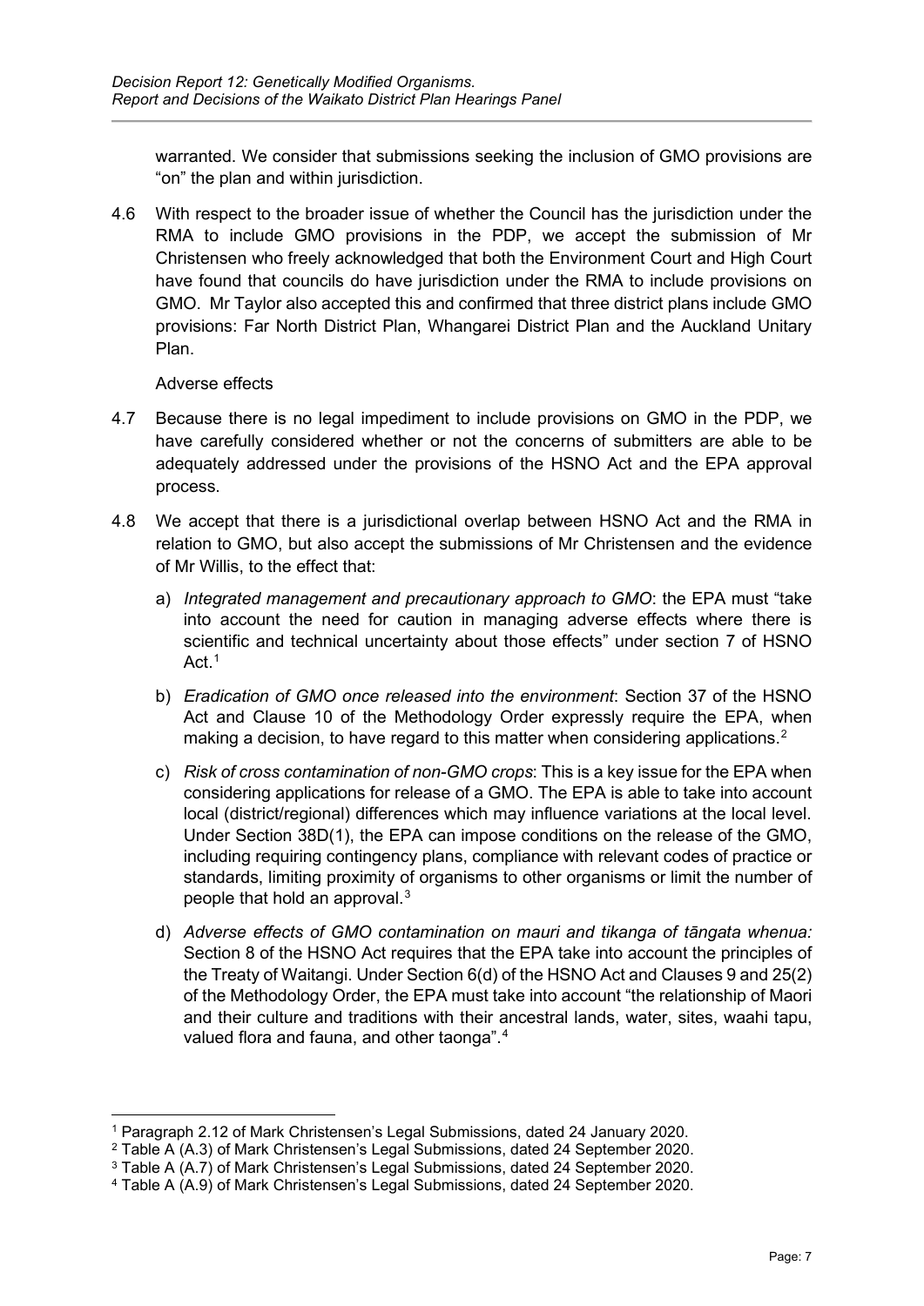warranted. We consider that submissions seeking the inclusion of GMO provisions are "on" the plan and within jurisdiction.

4.6 With respect to the broader issue of whether the Council has the jurisdiction under the RMA to include GMO provisions in the PDP, we accept the submission of Mr Christensen who freely acknowledged that both the Environment Court and High Court have found that councils do have jurisdiction under the RMA to include provisions on GMO. Mr Taylor also accepted this and confirmed that three district plans include GMO provisions: Far North District Plan, Whangarei District Plan and the Auckland Unitary Plan.

Adverse effects

4.7 Because there is no legal impediment to include provisions on GMO in the PDP, we have carefully considered whether or not the concerns of submitters are able to be adequately addressed under the provisions of the HSNO Act and the EPA approval process.

4.8 We accept that there is a jurisdictional overlap between HSNO Act and the RMA in relation to GMO, but also accept the submissions of Mr Christensen and the evidence of Mr Willis, to the effect that:

a) *Integrated management and precautionary approach to GMO*: the EPA must "take into account the need for caution in managing adverse effects where there is scientific and technical uncertainty about those effects" under section 7 of HSNO Act.[1]

b) *Eradication of GMO once released into the environment*: Section 37 of the HSNO Act and Clause 10 of the Methodology Order expressly require the EPA, when making a decision, to have regard to this matter when considering applications.[2]

c) *Risk of cross contamination of non-GMO crops*: This is a key issue for the EPA when considering applications for release of a GMO. The EPA is able to take into account local (district/regional) differences which may influence variations at the local level. Under Section 38D(1), the EPA can impose conditions on the release of the GMO, including requiring contingency plans, compliance with relevant codes of practice or standards, limiting proximity of organisms to other organisms or limit the number of people that hold an approval.[3]

d) *Adverse effects of GMO contamination on mauri and tikanga of tāngata whenua:* Section 8 of the HSNO Act requires that the EPA take into account the principles of the Treaty of Waitangi. Under Section 6(d) of the HSNO Act and Clauses 9 and 25(2) of the Methodology Order, the EPA must take into account "the relationship of Maori and their culture and traditions with their ancestral lands, water, sites, waahi tapu, valued flora and fauna, and other taonga".[4]

---

[1] Paragraph 2.12 of Mark Christensen's Legal Submissions, dated 24 January 2020.

[2] Table A (A.3) of Mark Christensen's Legal Submissions, dated 24 September 2020.

[3] Table A (A.7) of Mark Christensen's Legal Submissions, dated 24 September 2020.

[4] Table A (A.9) of Mark Christensen's Legal Submissions, dated 24 September 2020.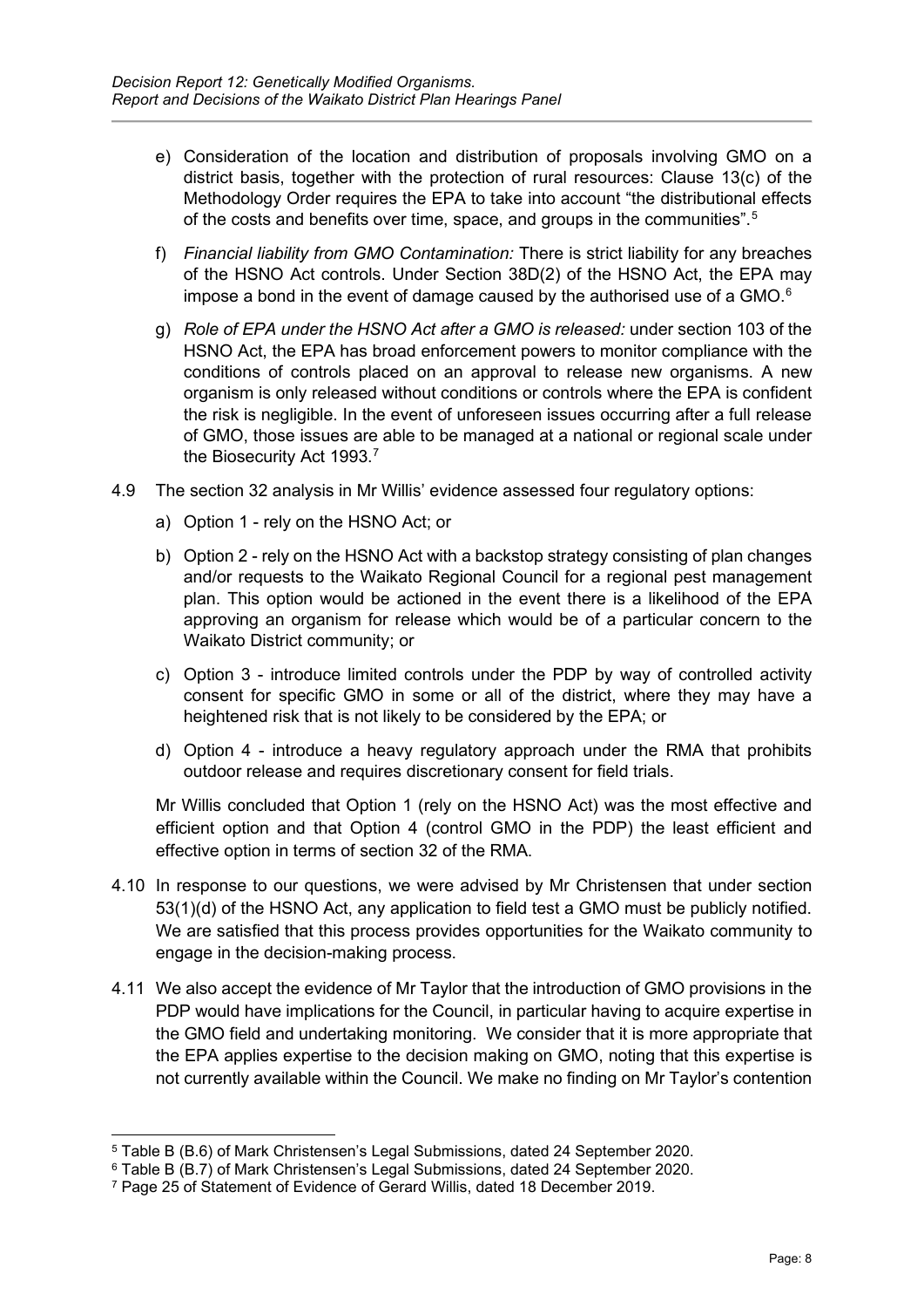e) Consideration of the location and distribution of proposals involving GMO on a district basis, together with the protection of rural resources: Clause 13(c) of the Methodology Order requires the EPA to take into account "the distributional effects of the costs and benefits over time, space, and groups in the communities".[5]

f) *Financial liability from GMO Contamination:* There is strict liability for any breaches of the HSNO Act controls. Under Section 38D(2) of the HSNO Act, the EPA may impose a bond in the event of damage caused by the authorised use of a GMO.[6]

g) *Role of EPA under the HSNO Act after a GMO is released:* under section 103 of the HSNO Act, the EPA has broad enforcement powers to monitor compliance with the conditions of controls placed on an approval to release new organisms. A new organism is only released without conditions or controls where the EPA is confident the risk is negligible. In the event of unforeseen issues occurring after a full release of GMO, those issues are able to be managed at a national or regional scale under the Biosecurity Act 1993.[7]

4.9 The section 32 analysis in Mr Willis' evidence assessed four regulatory options:

a) Option 1 - rely on the HSNO Act; or

b) Option 2 - rely on the HSNO Act with a backstop strategy consisting of plan changes and/or requests to the Waikato Regional Council for a regional pest management plan. This option would be actioned in the event there is a likelihood of the EPA approving an organism for release which would be of a particular concern to the Waikato District community; or

c) Option 3 - introduce limited controls under the PDP by way of controlled activity consent for specific GMO in some or all of the district, where they may have a heightened risk that is not likely to be considered by the EPA; or

d) Option 4 - introduce a heavy regulatory approach under the RMA that prohibits outdoor release and requires discretionary consent for field trials.

Mr Willis concluded that Option 1 (rely on the HSNO Act) was the most effective and efficient option and that Option 4 (control GMO in the PDP) the least efficient and effective option in terms of section 32 of the RMA.

4.10 In response to our questions, we were advised by Mr Christensen that under section 53(1)(d) of the HSNO Act, any application to field test a GMO must be publicly notified. We are satisfied that this process provides opportunities for the Waikato community to engage in the decision-making process.

4.11 We also accept the evidence of Mr Taylor that the introduction of GMO provisions in the PDP would have implications for the Council, in particular having to acquire expertise in the GMO field and undertaking monitoring. We consider that it is more appropriate that the EPA applies expertise to the decision making on GMO, noting that this expertise is not currently available within the Council. We make no finding on Mr Taylor's contention

---

[5] Table B (B.6) of Mark Christensen's Legal Submissions, dated 24 September 2020.

[6] Table B (B.7) of Mark Christensen's Legal Submissions, dated 24 September 2020.

[7] Page 25 of Statement of Evidence of Gerard Willis, dated 18 December 2019.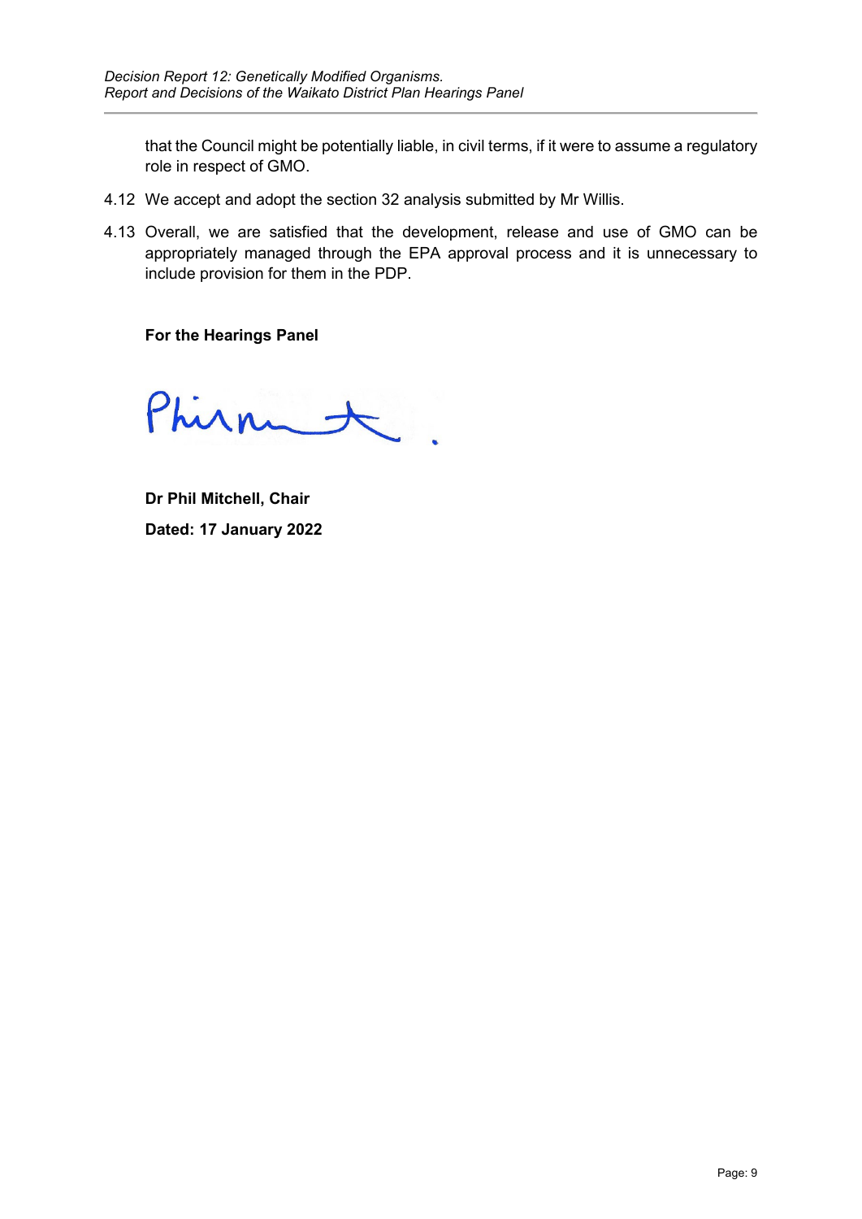that the Council might be potentially liable, in civil terms, if it were to assume a regulatory role in respect of GMO.

4.12 We accept and adopt the section 32 analysis submitted by Mr Willis.

4.13 Overall, we are satisfied that the development, release and use of GMO can be appropriately managed through the EPA approval process and it is unnecessary to include provision for them in the PDP.

**For the Hearings Panel**

**Dr Phil Mitchell, Chair**

**Dated: 17 January 2022**